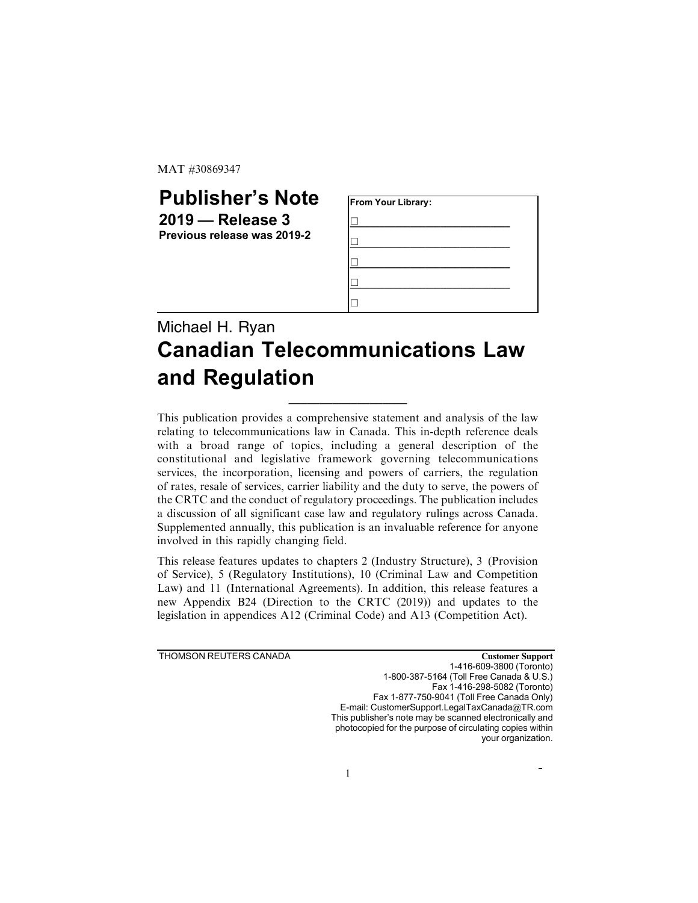MAT #30869347

# Publisher's Note

**2019 — Release 3**

**Previous release was 2019-2**

**From Your Library:**

- ☐ ___________________________
- ☐ ___________________________
- ☐ ___________________________
- ☐ ___________________________
- ☐

Michael H. Ryan

## Canadian Telecommunications Law and Regulation

This publication provides a comprehensive statement and analysis of the law relating to telecommunications law in Canada. This in-depth reference deals with a broad range of topics, including a general description of the constitutional and legislative framework governing telecommunications services, the incorporation, licensing and powers of carriers, the regulation of rates, resale of services, carrier liability and the duty to serve, the powers of the CRTC and the conduct of regulatory proceedings. The publication includes a discussion of all significant case law and regulatory rulings across Canada. Supplemented annually, this publication is an invaluable reference for anyone involved in this rapidly changing field.

This release features updates to chapters 2 (Industry Structure), 3 (Provision of Service), 5 (Regulatory Institutions), 10 (Criminal Law and Competition Law) and 11 (International Agreements). In addition, this release features a new Appendix B24 (Direction to the CRTC (2019)) and updates to the legislation in appendices A12 (Criminal Code) and A13 (Competition Act).

THOMSON REUTERS CANADA

**Customer Support**
1-416-609-3800 (Toronto)
1-800-387-5164 (Toll Free Canada & U.S.)
Fax 1-416-298-5082 (Toronto)
Fax 1-877-750-9041 (Toll Free Canada Only)
E-mail: CustomerSupport.LegalTaxCanada@TR.com
This publisher's note may be scanned electronically and photocopied for the purpose of circulating copies within your organization.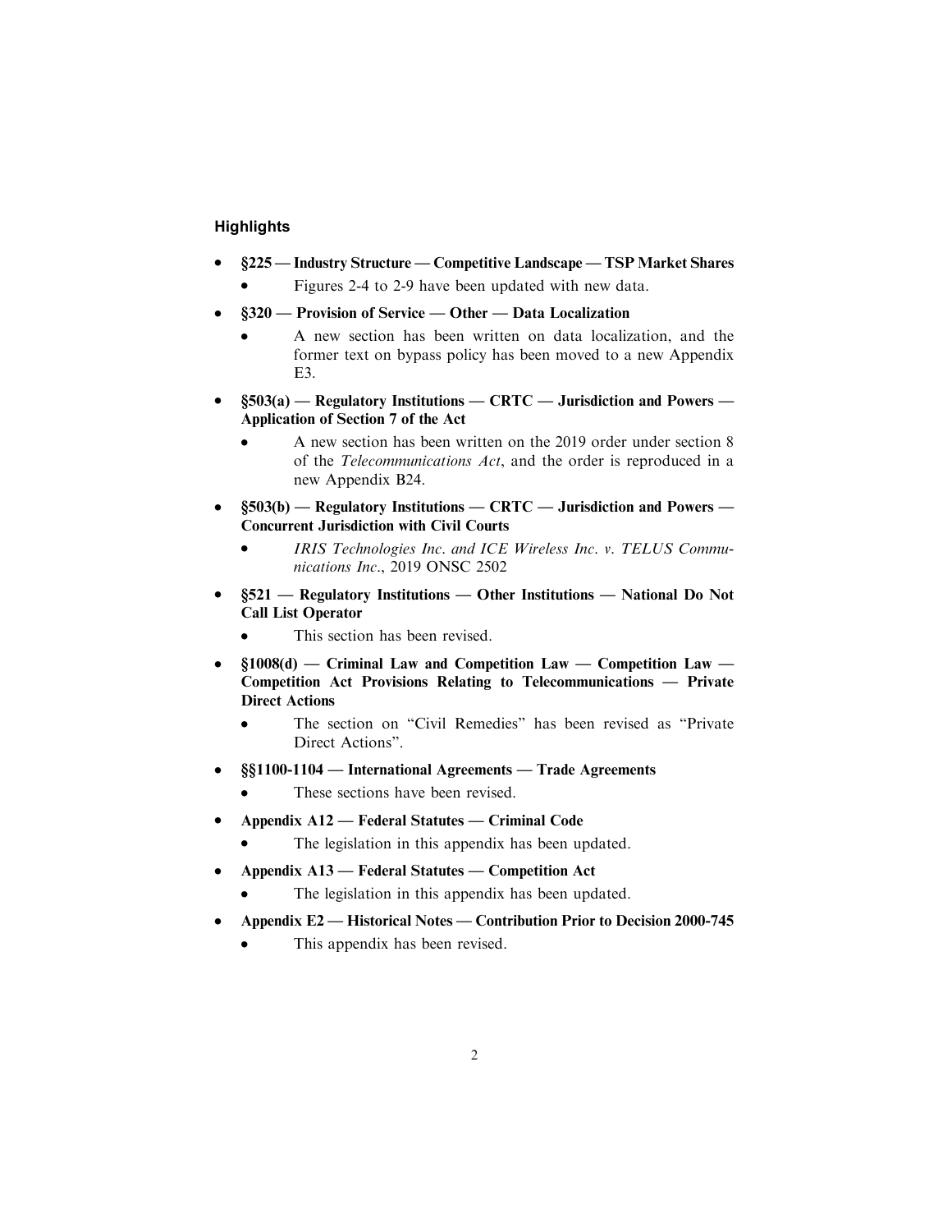### Highlights

- **§225 — Industry Structure — Competitive Landscape — TSP Market Shares**
  - Figures 2-4 to 2-9 have been updated with new data.
- **§320 — Provision of Service — Other — Data Localization**
  - A new section has been written on data localization, and the former text on bypass policy has been moved to a new Appendix E3.
- **§503(a) — Regulatory Institutions — CRTC — Jurisdiction and Powers — Application of Section 7 of the Act**
  - A new section has been written on the 2019 order under section 8 of the *Telecommunications Act*, and the order is reproduced in a new Appendix B24.
- **§503(b) — Regulatory Institutions — CRTC — Jurisdiction and Powers — Concurrent Jurisdiction with Civil Courts**
  - *IRIS Technologies Inc. and ICE Wireless Inc. v. TELUS Communications Inc.*, 2019 ONSC 2502
- **§521 — Regulatory Institutions — Other Institutions — National Do Not Call List Operator**
  - This section has been revised.
- **§1008(d) — Criminal Law and Competition Law — Competition Law — Competition Act Provisions Relating to Telecommunications — Private Direct Actions**
  - The section on "Civil Remedies" has been revised as "Private Direct Actions".
- **§§1100-1104 — International Agreements — Trade Agreements**
  - These sections have been revised.
- **Appendix A12 — Federal Statutes — Criminal Code**
  - The legislation in this appendix has been updated.
- **Appendix A13 — Federal Statutes — Competition Act**
  - The legislation in this appendix has been updated.
- **Appendix E2 — Historical Notes — Contribution Prior to Decision 2000-745**
  - This appendix has been revised.